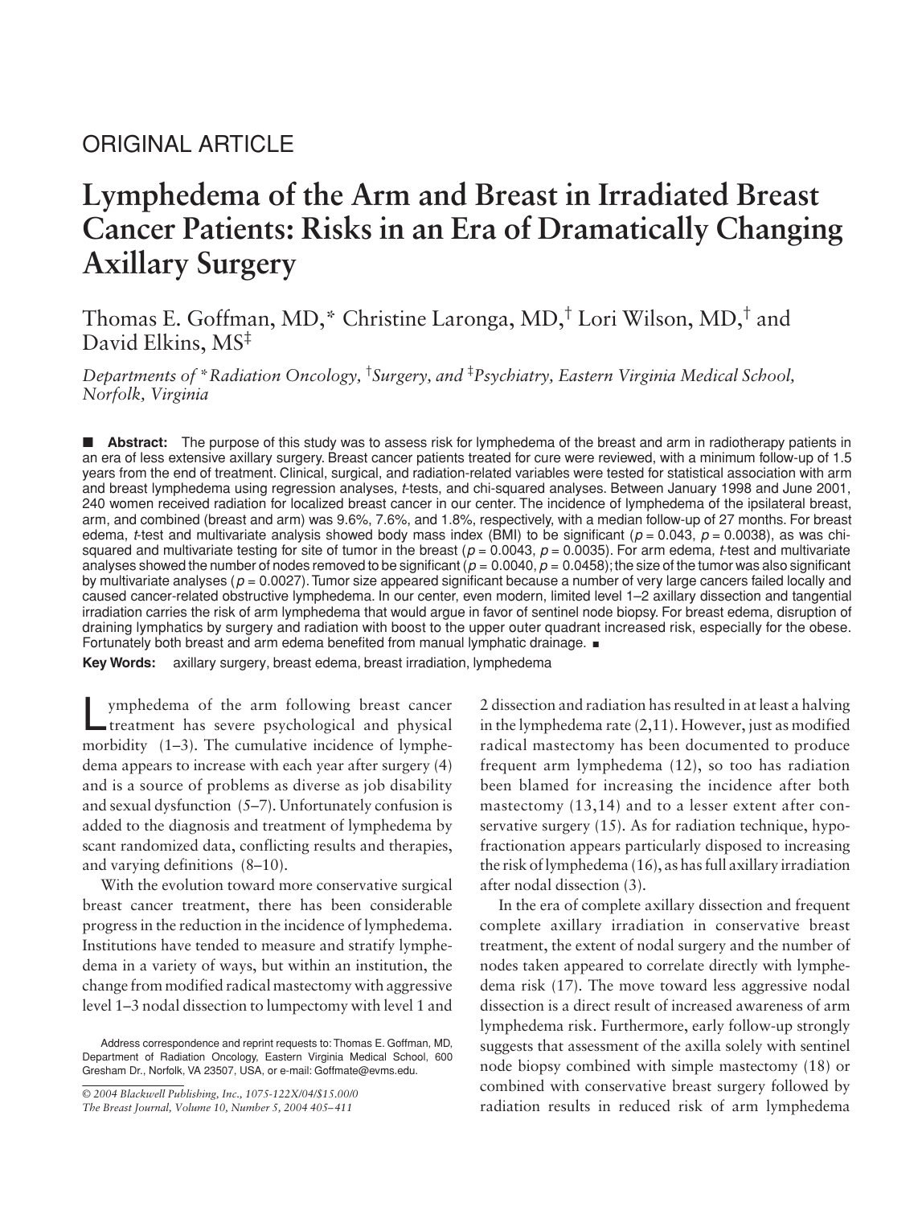ORIGINAL ARTICLE

# Lymphedema of the Arm and Breast in Irradiated Breast Cancer Patients: Risks in an Era of Dramatically Changing Axillary Surgery

Thomas E. Goffman, MD,* Christine Laronga, MD,† Lori Wilson, MD,† and David Elkins, MS‡

*Departments of *Radiation Oncology, †Surgery, and ‡Psychiatry, Eastern Virginia Medical School, Norfolk, Virginia*

■ **Abstract:** The purpose of this study was to assess risk for lymphedema of the breast and arm in radiotherapy patients in an era of less extensive axillary surgery. Breast cancer patients treated for cure were reviewed, with a minimum follow-up of 1.5 years from the end of treatment. Clinical, surgical, and radiation-related variables were tested for statistical association with arm and breast lymphedema using regression analyses, *t*-tests, and chi-squared analyses. Between January 1998 and June 2001, 240 women received radiation for localized breast cancer in our center. The incidence of lymphedema of the ipsilateral breast, arm, and combined (breast and arm) was 9.6%, 7.6%, and 1.8%, respectively, with a median follow-up of 27 months. For breast edema, *t*-test and multivariate analysis showed body mass index (BMI) to be significant ($p = 0.043$, $p = 0.0038$), as was chi-squared and multivariate testing for site of tumor in the breast ($p = 0.0043$, $p = 0.0035$). For arm edema, *t*-test and multivariate analyses showed the number of nodes removed to be significant ($p = 0.0040$, $p = 0.0458$); the size of the tumor was also significant by multivariate analyses ($p = 0.0027$). Tumor size appeared significant because a number of very large cancers failed locally and caused cancer-related obstructive lymphedema. In our center, even modern, limited level 1–2 axillary dissection and tangential irradiation carries the risk of arm lymphedema that would argue in favor of sentinel node biopsy. For breast edema, disruption of draining lymphatics by surgery and radiation with boost to the upper outer quadrant increased risk, especially for the obese. Fortunately both breast and arm edema benefited from manual lymphatic drainage. ■

**Key Words:** axillary surgery, breast edema, breast irradiation, lymphedema

Lymphedema of the arm following breast cancer treatment has severe psychological and physical morbidity (1–3). The cumulative incidence of lymphedema appears to increase with each year after surgery (4) and is a source of problems as diverse as job disability and sexual dysfunction (5–7). Unfortunately confusion is added to the diagnosis and treatment of lymphedema by scant randomized data, conflicting results and therapies, and varying definitions (8–10).

With the evolution toward more conservative surgical breast cancer treatment, there has been considerable progress in the reduction in the incidence of lymphedema. Institutions have tended to measure and stratify lymphedema in a variety of ways, but within an institution, the change from modified radical mastectomy with aggressive level 1–3 nodal dissection to lumpectomy with level 1 and 2 dissection and radiation has resulted in at least a halving in the lymphedema rate (2,11). However, just as modified radical mastectomy has been documented to produce frequent arm lymphedema (12), so too has radiation been blamed for increasing the incidence after both mastectomy (13,14) and to a lesser extent after conservative surgery (15). As for radiation technique, hypofractionation appears particularly disposed to increasing the risk of lymphedema (16), as has full axillary irradiation after nodal dissection (3).

In the era of complete axillary dissection and frequent complete axillary irradiation in conservative breast treatment, the extent of nodal surgery and the number of nodes taken appeared to correlate directly with lymphedema risk (17). The move toward less aggressive nodal dissection is a direct result of increased awareness of arm lymphedema risk. Furthermore, early follow-up strongly suggests that assessment of the axilla solely with sentinel node biopsy combined with simple mastectomy (18) or combined with conservative breast surgery followed by radiation results in reduced risk of arm lymphedema

Address correspondence and reprint requests to: Thomas E. Goffman, MD, Department of Radiation Oncology, Eastern Virginia Medical School, 600 Gresham Dr., Norfolk, VA 23507, USA, or e-mail: Goffmate@evms.edu.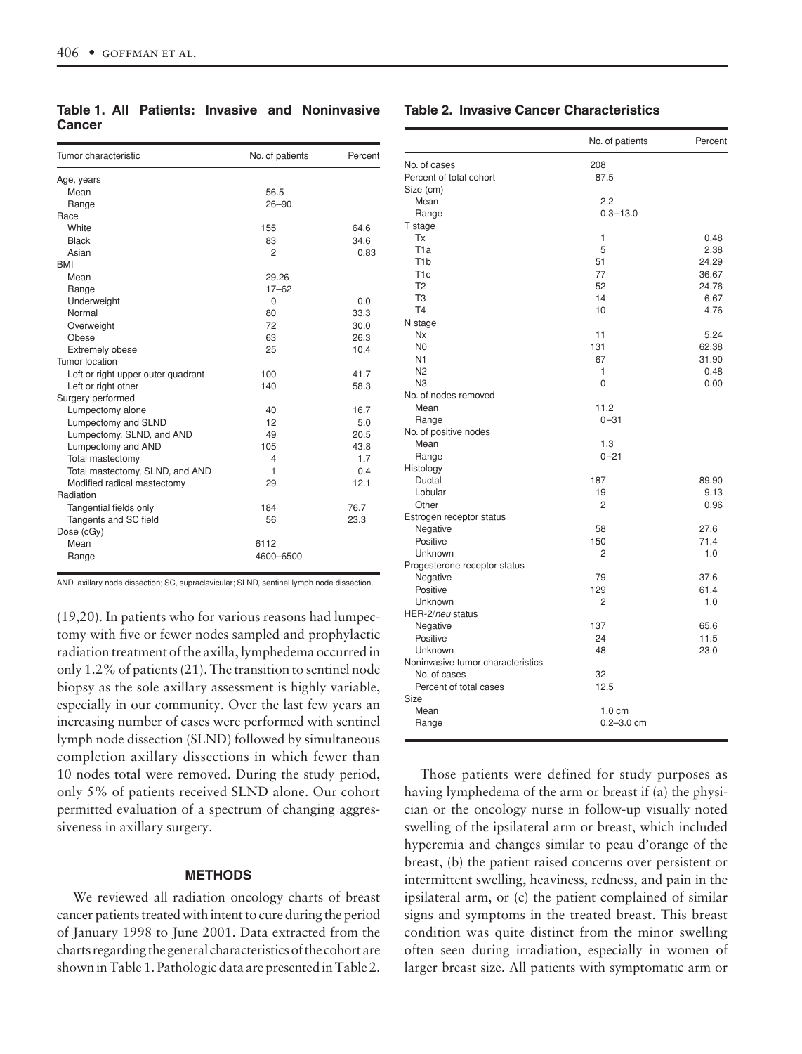**Table 1. All Patients: Invasive and Noninvasive Cancer**

| Tumor characteristic | No. of patients | Percent |
|---|---|---|
| Age, years | | |
| Mean | 56.5 | |
| Range | 26–90 | |
| Race | | |
| White | 155 | 64.6 |
| Black | 83 | 34.6 |
| Asian | 2 | 0.83 |
| BMI | | |
| Mean | 29.26 | |
| Range | 17–62 | |
| Underweight | 0 | 0.0 |
| Normal | 80 | 33.3 |
| Overweight | 72 | 30.0 |
| Obese | 63 | 26.3 |
| Extremely obese | 25 | 10.4 |
| Tumor location | | |
| Left or right upper outer quadrant | 100 | 41.7 |
| Left or right other | 140 | 58.3 |
| Surgery performed | | |
| Lumpectomy alone | 40 | 16.7 |
| Lumpectomy and SLND | 12 | 5.0 |
| Lumpectomy, SLND, and AND | 49 | 20.5 |
| Lumpectomy and AND | 105 | 43.8 |
| Total mastectomy | 4 | 1.7 |
| Total mastectomy, SLND, and AND | 1 | 0.4 |
| Modified radical mastectomy | 29 | 12.1 |
| Radiation | | |
| Tangential fields only | 184 | 76.7 |
| Tangents and SC field | 56 | 23.3 |
| Dose (cGy) | | |
| Mean | 6112 | |
| Range | 4600–6500 | |

AND, axillary node dissection; SC, supraclavicular; SLND, sentinel lymph node dissection.

(19,20). In patients who for various reasons had lumpectomy with five or fewer nodes sampled and prophylactic radiation treatment of the axilla, lymphedema occurred in only 1.2% of patients (21). The transition to sentinel node biopsy as the sole axillary assessment is highly variable, especially in our community. Over the last few years an increasing number of cases were performed with sentinel lymph node dissection (SLND) followed by simultaneous completion axillary dissections in which fewer than 10 nodes total were removed. During the study period, only 5% of patients received SLND alone. Our cohort permitted evaluation of a spectrum of changing aggressiveness in axillary surgery.

## METHODS

We reviewed all radiation oncology charts of breast cancer patients treated with intent to cure during the period of January 1998 to June 2001. Data extracted from the charts regarding the general characteristics of the cohort are shown in Table 1. Pathologic data are presented in Table 2.

**Table 2. Invasive Cancer Characteristics**

| | No. of patients | Percent |
|---|---|---|
| No. of cases | 208 | |
| Percent of total cohort | 87.5 | |
| Size (cm) | | |
| Mean | 2.2 | |
| Range | 0.3–13.0 | |
| T stage | | |
| Tx | 1 | 0.48 |
| T1a | 5 | 2.38 |
| T1b | 51 | 24.29 |
| T1c | 77 | 36.67 |
| T2 | 52 | 24.76 |
| T3 | 14 | 6.67 |
| T4 | 10 | 4.76 |
| N stage | | |
| Nx | 11 | 5.24 |
| N0 | 131 | 62.38 |
| N1 | 67 | 31.90 |
| N2 | 1 | 0.48 |
| N3 | 0 | 0.00 |
| No. of nodes removed | | |
| Mean | 11.2 | |
| Range | 0–31 | |
| No. of positive nodes | | |
| Mean | 1.3 | |
| Range | 0–21 | |
| Histology | | |
| Ductal | 187 | 89.90 |
| Lobular | 19 | 9.13 |
| Other | 2 | 0.96 |
| Estrogen receptor status | | |
| Negative | 58 | 27.6 |
| Positive | 150 | 71.4 |
| Unknown | 2 | 1.0 |
| Progesterone receptor status | | |
| Negative | 79 | 37.6 |
| Positive | 129 | 61.4 |
| Unknown | 2 | 1.0 |
| HER-2/*neu* status | | |
| Negative | 137 | 65.6 |
| Positive | 24 | 11.5 |
| Unknown | 48 | 23.0 |
| Noninvasive tumor characteristics | | |
| No. of cases | 32 | |
| Percent of total cases | 12.5 | |
| Size | | |
| Mean | 1.0 cm | |
| Range | 0.2–3.0 cm | |

Those patients were defined for study purposes as having lymphedema of the arm or breast if (a) the physician or the oncology nurse in follow-up visually noted swelling of the ipsilateral arm or breast, which included hyperemia and changes similar to peau d'orange of the breast, (b) the patient raised concerns over persistent or intermittent swelling, heaviness, redness, and pain in the ipsilateral arm, or (c) the patient complained of similar signs and symptoms in the treated breast. This breast condition was quite distinct from the minor swelling often seen during irradiation, especially in women of larger breast size. All patients with symptomatic arm or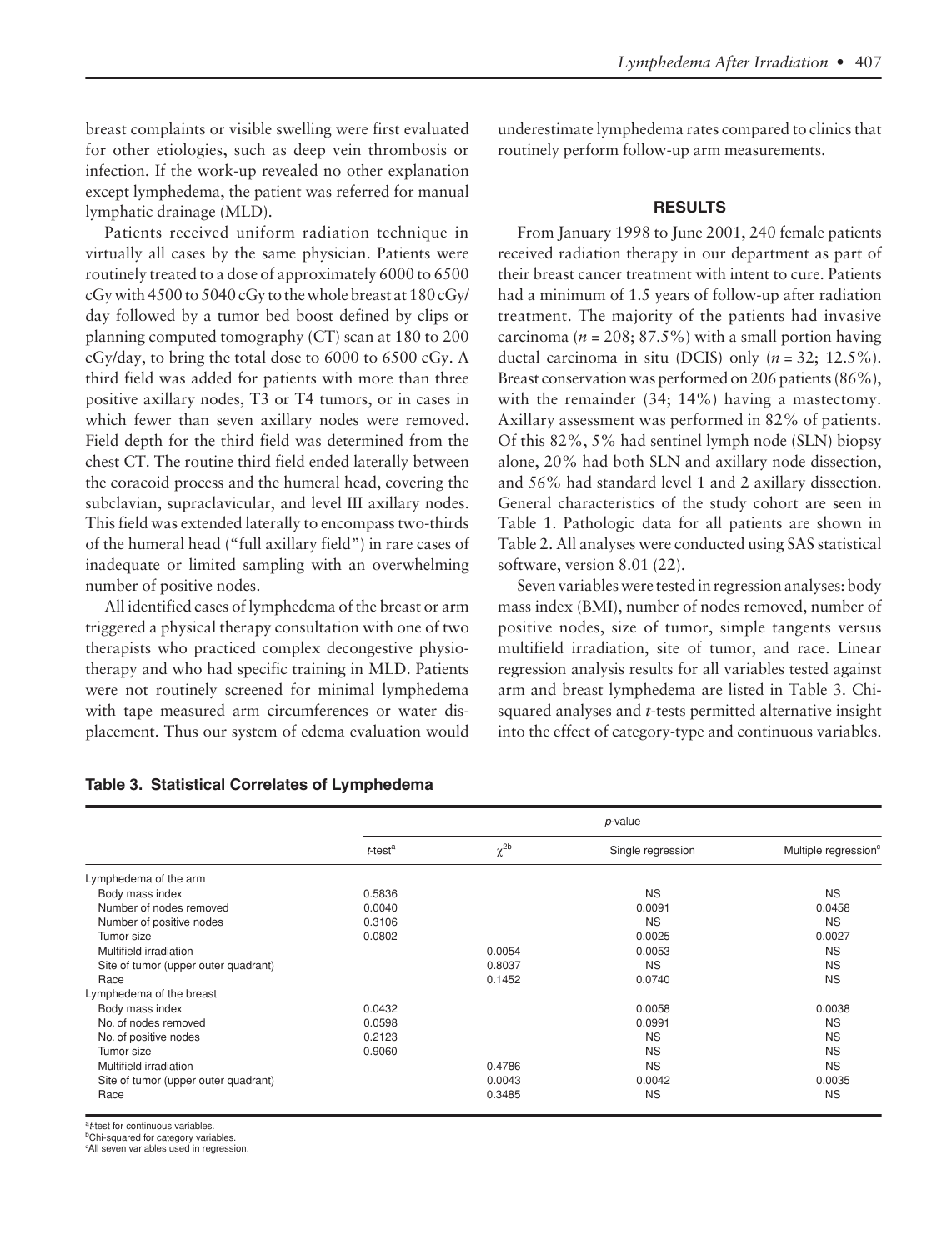breast complaints or visible swelling were first evaluated for other etiologies, such as deep vein thrombosis or infection. If the work-up revealed no other explanation except lymphedema, the patient was referred for manual lymphatic drainage (MLD).

Patients received uniform radiation technique in virtually all cases by the same physician. Patients were routinely treated to a dose of approximately 6000 to 6500 cGy with 4500 to 5040 cGy to the whole breast at 180 cGy/day followed by a tumor bed boost defined by clips or planning computed tomography (CT) scan at 180 to 200 cGy/day, to bring the total dose to 6000 to 6500 cGy. A third field was added for patients with more than three positive axillary nodes, T3 or T4 tumors, or in cases in which fewer than seven axillary nodes were removed. Field depth for the third field was determined from the chest CT. The routine third field ended laterally between the coracoid process and the humeral head, covering the subclavian, supraclavicular, and level III axillary nodes. This field was extended laterally to encompass two-thirds of the humeral head ("full axillary field") in rare cases of inadequate or limited sampling with an overwhelming number of positive nodes.

All identified cases of lymphedema of the breast or arm triggered a physical therapy consultation with one of two therapists who practiced complex decongestive physiotherapy and who had specific training in MLD. Patients were not routinely screened for minimal lymphedema with tape measured arm circumferences or water displacement. Thus our system of edema evaluation would underestimate lymphedema rates compared to clinics that routinely perform follow-up arm measurements.

## RESULTS

From January 1998 to June 2001, 240 female patients received radiation therapy in our department as part of their breast cancer treatment with intent to cure. Patients had a minimum of 1.5 years of follow-up after radiation treatment. The majority of the patients had invasive carcinoma (*n* = 208; 87.5%) with a small portion having ductal carcinoma in situ (DCIS) only (*n* = 32; 12.5%). Breast conservation was performed on 206 patients (86%), with the remainder (34; 14%) having a mastectomy. Axillary assessment was performed in 82% of patients. Of this 82%, 5% had sentinel lymph node (SLN) biopsy alone, 20% had both SLN and axillary node dissection, and 56% had standard level 1 and 2 axillary dissection. General characteristics of the study cohort are seen in Table 1. Pathologic data for all patients are shown in Table 2. All analyses were conducted using SAS statistical software, version 8.01 (22).

Seven variables were tested in regression analyses: body mass index (BMI), number of nodes removed, number of positive nodes, size of tumor, simple tangents versus multifield irradiation, site of tumor, and race. Linear regression analysis results for all variables tested against arm and breast lymphedema are listed in Table 3. Chi-squared analyses and *t*-tests permitted alternative insight into the effect of category-type and continuous variables.

**Table 3. Statistical Correlates of Lymphedema**

| | *p*-value | | | |
|---|---|---|---|---|
| | *t*-test[a] | $\chi^{2b}$ | Single regression | Multiple regression[c] |
| Lymphedema of the arm | | | | |
| Body mass index | 0.5836 | | NS | NS |
| Number of nodes removed | 0.0040 | | 0.0091 | 0.0458 |
| Number of positive nodes | 0.3106 | | NS | NS |
| Tumor size | 0.0802 | | 0.0025 | 0.0027 |
| Multifield irradiation | | 0.0054 | 0.0053 | NS |
| Site of tumor (upper outer quadrant) | | 0.8037 | NS | NS |
| Race | | 0.1452 | 0.0740 | NS |
| Lymphedema of the breast | | | | |
| Body mass index | 0.0432 | | 0.0058 | 0.0038 |
| No. of nodes removed | 0.0598 | | 0.0991 | NS |
| No. of positive nodes | 0.2123 | | NS | NS |
| Tumor size | 0.9060 | | NS | NS |
| Multifield irradiation | | 0.4786 | NS | NS |
| Site of tumor (upper outer quadrant) | | 0.0043 | 0.0042 | 0.0035 |
| Race | | 0.3485 | NS | NS |

[a]*t*-test for continuous variables.
[b]Chi-squared for category variables.
[c]All seven variables used in regression.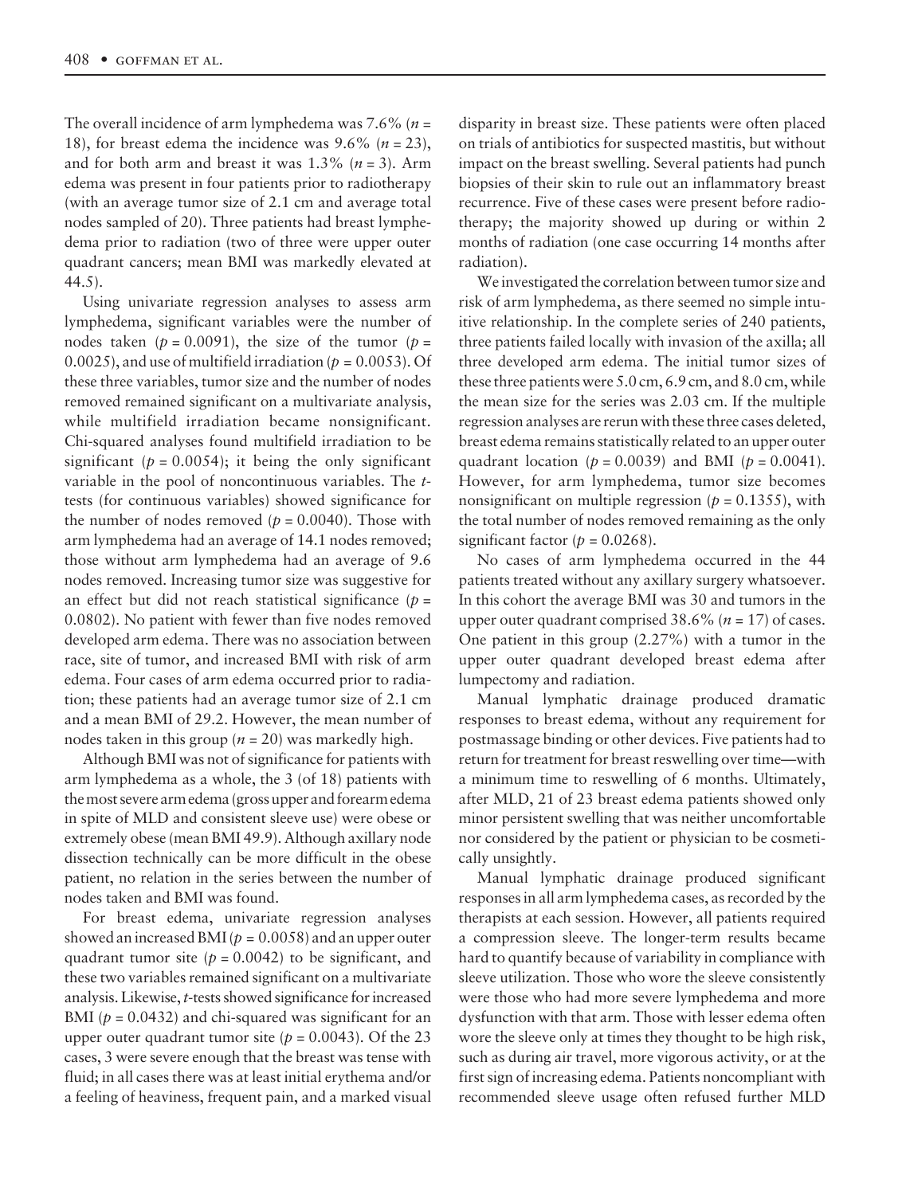The overall incidence of arm lymphedema was 7.6% ($n$ = 18), for breast edema the incidence was 9.6% ($n$ = 23), and for both arm and breast it was 1.3% ($n$ = 3). Arm edema was present in four patients prior to radiotherapy (with an average tumor size of 2.1 cm and average total nodes sampled of 20). Three patients had breast lymphedema prior to radiation (two of three were upper outer quadrant cancers; mean BMI was markedly elevated at 44.5).

Using univariate regression analyses to assess arm lymphedema, significant variables were the number of nodes taken ($p = 0.0091$), the size of the tumor ($p = 0.0025$), and use of multifield irradiation ($p = 0.0053$). Of these three variables, tumor size and the number of nodes removed remained significant on a multivariate analysis, while multifield irradiation became nonsignificant. Chi-squared analyses found multifield irradiation to be significant ($p = 0.0054$); it being the only significant variable in the pool of noncontinuous variables. The $t$-tests (for continuous variables) showed significance for the number of nodes removed ($p = 0.0040$). Those with arm lymphedema had an average of 14.1 nodes removed; those without arm lymphedema had an average of 9.6 nodes removed. Increasing tumor size was suggestive for an effect but did not reach statistical significance ($p = 0.0802$). No patient with fewer than five nodes removed developed arm edema. There was no association between race, site of tumor, and increased BMI with risk of arm edema. Four cases of arm edema occurred prior to radiation; these patients had an average tumor size of 2.1 cm and a mean BMI of 29.2. However, the mean number of nodes taken in this group ($n$ = 20) was markedly high.

Although BMI was not of significance for patients with arm lymphedema as a whole, the 3 (of 18) patients with the most severe arm edema (gross upper and forearm edema in spite of MLD and consistent sleeve use) were obese or extremely obese (mean BMI 49.9). Although axillary node dissection technically can be more difficult in the obese patient, no relation in the series between the number of nodes taken and BMI was found.

For breast edema, univariate regression analyses showed an increased BMI ($p = 0.0058$) and an upper outer quadrant tumor site ($p = 0.0042$) to be significant, and these two variables remained significant on a multivariate analysis. Likewise, $t$-tests showed significance for increased BMI ($p = 0.0432$) and chi-squared was significant for an upper outer quadrant tumor site ($p = 0.0043$). Of the 23 cases, 3 were severe enough that the breast was tense with fluid; in all cases there was at least initial erythema and/or a feeling of heaviness, frequent pain, and a marked visual disparity in breast size. These patients were often placed on trials of antibiotics for suspected mastitis, but without impact on the breast swelling. Several patients had punch biopsies of their skin to rule out an inflammatory breast recurrence. Five of these cases were present before radiotherapy; the majority showed up during or within 2 months of radiation (one case occurring 14 months after radiation).

We investigated the correlation between tumor size and risk of arm lymphedema, as there seemed no simple intuitive relationship. In the complete series of 240 patients, three patients failed locally with invasion of the axilla; all three developed arm edema. The initial tumor sizes of these three patients were 5.0 cm, 6.9 cm, and 8.0 cm, while the mean size for the series was 2.03 cm. If the multiple regression analyses are rerun with these three cases deleted, breast edema remains statistically related to an upper outer quadrant location ($p = 0.0039$) and BMI ($p = 0.0041$). However, for arm lymphedema, tumor size becomes nonsignificant on multiple regression ($p = 0.1355$), with the total number of nodes removed remaining as the only significant factor ($p = 0.0268$).

No cases of arm lymphedema occurred in the 44 patients treated without any axillary surgery whatsoever. In this cohort the average BMI was 30 and tumors in the upper outer quadrant comprised 38.6% ($n$ = 17) of cases. One patient in this group (2.27%) with a tumor in the upper outer quadrant developed breast edema after lumpectomy and radiation.

Manual lymphatic drainage produced dramatic responses to breast edema, without any requirement for postmassage binding or other devices. Five patients had to return for treatment for breast reswelling over time—with a minimum time to reswelling of 6 months. Ultimately, after MLD, 21 of 23 breast edema patients showed only minor persistent swelling that was neither uncomfortable nor considered by the patient or physician to be cosmetically unsightly.

Manual lymphatic drainage produced significant responses in all arm lymphedema cases, as recorded by the therapists at each session. However, all patients required a compression sleeve. The longer-term results became hard to quantify because of variability in compliance with sleeve utilization. Those who wore the sleeve consistently were those who had more severe lymphedema and more dysfunction with that arm. Those with lesser edema often wore the sleeve only at times they thought to be high risk, such as during air travel, more vigorous activity, or at the first sign of increasing edema. Patients noncompliant with recommended sleeve usage often refused further MLD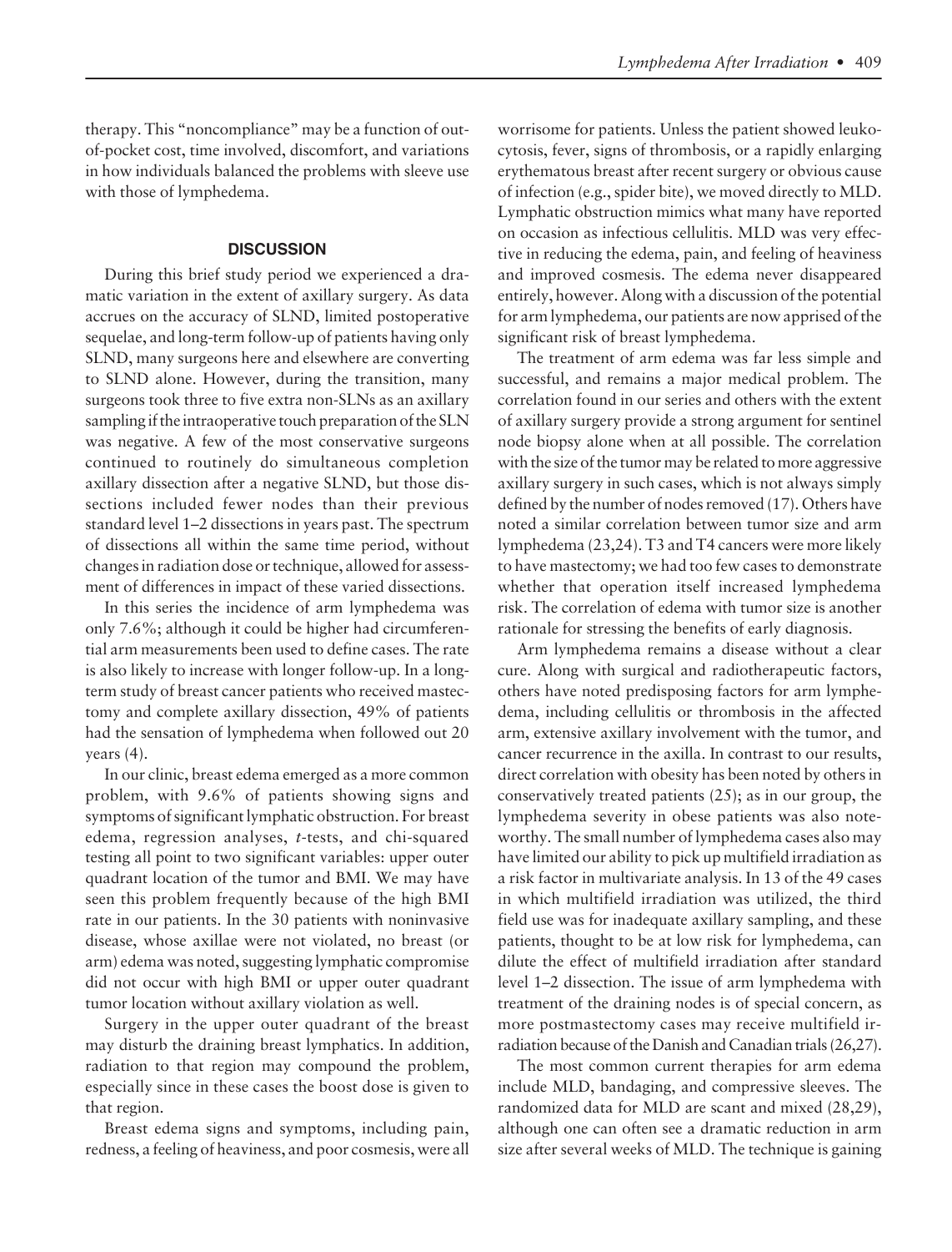therapy. This "noncompliance" may be a function of out-of-pocket cost, time involved, discomfort, and variations in how individuals balanced the problems with sleeve use with those of lymphedema.

## DISCUSSION

During this brief study period we experienced a dramatic variation in the extent of axillary surgery. As data accrues on the accuracy of SLND, limited postoperative sequelae, and long-term follow-up of patients having only SLND, many surgeons here and elsewhere are converting to SLND alone. However, during the transition, many surgeons took three to five extra non-SLNs as an axillary sampling if the intraoperative touch preparation of the SLN was negative. A few of the most conservative surgeons continued to routinely do simultaneous completion axillary dissection after a negative SLND, but those dissections included fewer nodes than their previous standard level 1–2 dissections in years past. The spectrum of dissections all within the same time period, without changes in radiation dose or technique, allowed for assessment of differences in impact of these varied dissections.

In this series the incidence of arm lymphedema was only 7.6%; although it could be higher had circumferential arm measurements been used to define cases. The rate is also likely to increase with longer follow-up. In a long-term study of breast cancer patients who received mastectomy and complete axillary dissection, 49% of patients had the sensation of lymphedema when followed out 20 years (4).

In our clinic, breast edema emerged as a more common problem, with 9.6% of patients showing signs and symptoms of significant lymphatic obstruction. For breast edema, regression analyses, *t*-tests, and chi-squared testing all point to two significant variables: upper outer quadrant location of the tumor and BMI. We may have seen this problem frequently because of the high BMI rate in our patients. In the 30 patients with noninvasive disease, whose axillae were not violated, no breast (or arm) edema was noted, suggesting lymphatic compromise did not occur with high BMI or upper outer quadrant tumor location without axillary violation as well.

Surgery in the upper outer quadrant of the breast may disturb the draining breast lymphatics. In addition, radiation to that region may compound the problem, especially since in these cases the boost dose is given to that region.

Breast edema signs and symptoms, including pain, redness, a feeling of heaviness, and poor cosmesis, were all worrisome for patients. Unless the patient showed leukocytosis, fever, signs of thrombosis, or a rapidly enlarging erythematous breast after recent surgery or obvious cause of infection (e.g., spider bite), we moved directly to MLD. Lymphatic obstruction mimics what many have reported on occasion as infectious cellulitis. MLD was very effective in reducing the edema, pain, and feeling of heaviness and improved cosmesis. The edema never disappeared entirely, however. Along with a discussion of the potential for arm lymphedema, our patients are now apprised of the significant risk of breast lymphedema.

The treatment of arm edema was far less simple and successful, and remains a major medical problem. The correlation found in our series and others with the extent of axillary surgery provide a strong argument for sentinel node biopsy alone when at all possible. The correlation with the size of the tumor may be related to more aggressive axillary surgery in such cases, which is not always simply defined by the number of nodes removed (17). Others have noted a similar correlation between tumor size and arm lymphedema (23,24). T3 and T4 cancers were more likely to have mastectomy; we had too few cases to demonstrate whether that operation itself increased lymphedema risk. The correlation of edema with tumor size is another rationale for stressing the benefits of early diagnosis.

Arm lymphedema remains a disease without a clear cure. Along with surgical and radiotherapeutic factors, others have noted predisposing factors for arm lymphedema, including cellulitis or thrombosis in the affected arm, extensive axillary involvement with the tumor, and cancer recurrence in the axilla. In contrast to our results, direct correlation with obesity has been noted by others in conservatively treated patients (25); as in our group, the lymphedema severity in obese patients was also noteworthy. The small number of lymphedema cases also may have limited our ability to pick up multifield irradiation as a risk factor in multivariate analysis. In 13 of the 49 cases in which multifield irradiation was utilized, the third field use was for inadequate axillary sampling, and these patients, thought to be at low risk for lymphedema, can dilute the effect of multifield irradiation after standard level 1–2 dissection. The issue of arm lymphedema with treatment of the draining nodes is of special concern, as more postmastectomy cases may receive multifield irradiation because of the Danish and Canadian trials (26,27).

The most common current therapies for arm edema include MLD, bandaging, and compressive sleeves. The randomized data for MLD are scant and mixed (28,29), although one can often see a dramatic reduction in arm size after several weeks of MLD. The technique is gaining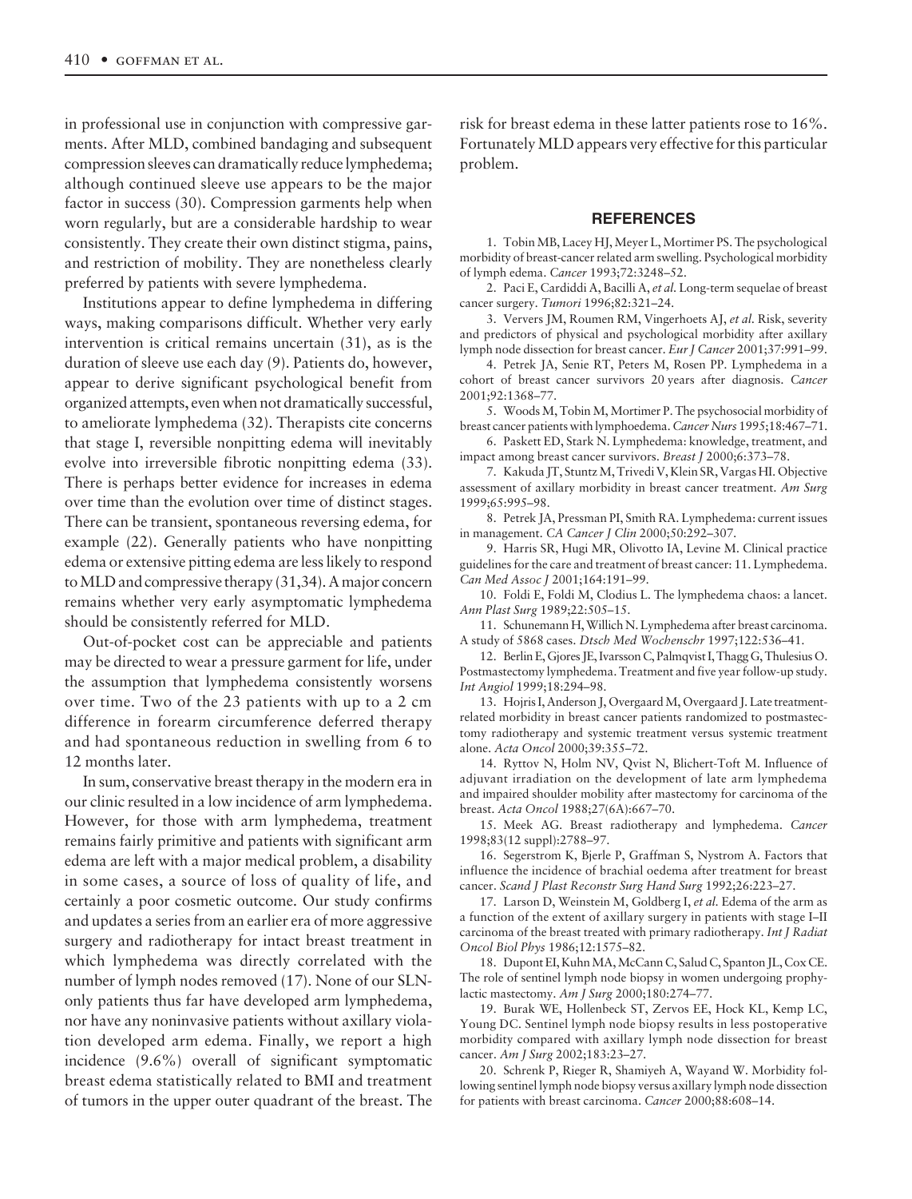in professional use in conjunction with compressive garments. After MLD, combined bandaging and subsequent compression sleeves can dramatically reduce lymphedema; although continued sleeve use appears to be the major factor in success (30). Compression garments help when worn regularly, but are a considerable hardship to wear consistently. They create their own distinct stigma, pains, and restriction of mobility. They are nonetheless clearly preferred by patients with severe lymphedema.

Institutions appear to define lymphedema in differing ways, making comparisons difficult. Whether very early intervention is critical remains uncertain (31), as is the duration of sleeve use each day (9). Patients do, however, appear to derive significant psychological benefit from organized attempts, even when not dramatically successful, to ameliorate lymphedema (32). Therapists cite concerns that stage I, reversible nonpitting edema will inevitably evolve into irreversible fibrotic nonpitting edema (33). There is perhaps better evidence for increases in edema over time than the evolution over time of distinct stages. There can be transient, spontaneous reversing edema, for example (22). Generally patients who have nonpitting edema or extensive pitting edema are less likely to respond to MLD and compressive therapy (31,34). A major concern remains whether very early asymptomatic lymphedema should be consistently referred for MLD.

Out-of-pocket cost can be appreciable and patients may be directed to wear a pressure garment for life, under the assumption that lymphedema consistently worsens over time. Two of the 23 patients with up to a 2 cm difference in forearm circumference deferred therapy and had spontaneous reduction in swelling from 6 to 12 months later.

In sum, conservative breast therapy in the modern era in our clinic resulted in a low incidence of arm lymphedema. However, for those with arm lymphedema, treatment remains fairly primitive and patients with significant arm edema are left with a major medical problem, a disability in some cases, a source of loss of quality of life, and certainly a poor cosmetic outcome. Our study confirms and updates a series from an earlier era of more aggressive surgery and radiotherapy for intact breast treatment in which lymphedema was directly correlated with the number of lymph nodes removed (17). None of our SLN-only patients thus far have developed arm lymphedema, nor have any noninvasive patients without axillary violation developed arm edema. Finally, we report a high incidence (9.6%) overall of significant symptomatic breast edema statistically related to BMI and treatment of tumors in the upper outer quadrant of the breast. The risk for breast edema in these latter patients rose to 16%. Fortunately MLD appears very effective for this particular problem.

## REFERENCES

1. Tobin MB, Lacey HJ, Meyer L, Mortimer PS. The psychological morbidity of breast-cancer related arm swelling. Psychological morbidity of lymph edema. *Cancer* 1993;72:3248–52.
2. Paci E, Cardiddi A, Bacilli A, *et al.* Long-term sequelae of breast cancer surgery. *Tumori* 1996;82:321–24.
3. Ververs JM, Roumen RM, Vingerhoets AJ, *et al.* Risk, severity and predictors of physical and psychological morbidity after axillary lymph node dissection for breast cancer. *Eur J Cancer* 2001;37:991–99.
4. Petrek JA, Senie RT, Peters M, Rosen PP. Lymphedema in a cohort of breast cancer survivors 20 years after diagnosis. *Cancer* 2001;92:1368–77.
5. Woods M, Tobin M, Mortimer P. The psychosocial morbidity of breast cancer patients with lymphoedema. *Cancer Nurs* 1995;18:467–71.
6. Paskett ED, Stark N. Lymphedema: knowledge, treatment, and impact among breast cancer survivors. *Breast J* 2000;6:373–78.
7. Kakuda JT, Stuntz M, Trivedi V, Klein SR, Vargas HI. Objective assessment of axillary morbidity in breast cancer treatment. *Am Surg* 1999;65:995–98.
8. Petrek JA, Pressman PI, Smith RA. Lymphedema: current issues in management. *CA Cancer J Clin* 2000;50:292–307.
9. Harris SR, Hugi MR, Olivotto IA, Levine M. Clinical practice guidelines for the care and treatment of breast cancer: 11. Lymphedema. *Can Med Assoc J* 2001;164:191–99.
10. Foldi E, Foldi M, Clodius L. The lymphedema chaos: a lancet. *Ann Plast Surg* 1989;22:505–15.
11. Schunemann H, Willich N. Lymphedema after breast carcinoma. A study of 5868 cases. *Dtsch Med Wochenschr* 1997;122:536–41.
12. Berlin E, Gjores JE, Ivarsson C, Palmqvist I, Thagg G, Thulesius O. Postmastectomy lymphedema. Treatment and five year follow-up study. *Int Angiol* 1999;18:294–98.
13. Hojris I, Anderson J, Overgaard M, Overgaard J. Late treatment-related morbidity in breast cancer patients randomized to postmastectomy radiotherapy and systemic treatment versus systemic treatment alone. *Acta Oncol* 2000;39:355–72.
14. Ryttov N, Holm NV, Qvist N, Blichert-Toft M. Influence of adjuvant irradiation on the development of late arm lymphedema and impaired shoulder mobility after mastectomy for carcinoma of the breast. *Acta Oncol* 1988;27(6A):667–70.
15. Meek AG. Breast radiotherapy and lymphedema. *Cancer* 1998;83(12 suppl):2788–97.
16. Segerstrom K, Bjerle P, Graffman S, Nystrom A. Factors that influence the incidence of brachial oedema after treatment for breast cancer. *Scand J Plast Reconstr Surg Hand Surg* 1992;26:223–27.
17. Larson D, Weinstein M, Goldberg I, *et al.* Edema of the arm as a function of the extent of axillary surgery in patients with stage I–II carcinoma of the breast treated with primary radiotherapy. *Int J Radiat Oncol Biol Phys* 1986;12:1575–82.
18. Dupont EI, Kuhn MA, McCann C, Salud C, Spanton JL, Cox CE. The role of sentinel lymph node biopsy in women undergoing prophylactic mastectomy. *Am J Surg* 2000;180:274–77.
19. Burak WE, Hollenbeck ST, Zervos EE, Hock KL, Kemp LC, Young DC. Sentinel lymph node biopsy results in less postoperative morbidity compared with axillary lymph node dissection for breast cancer. *Am J Surg* 2002;183:23–27.
20. Schrenk P, Rieger R, Shamiyeh A, Wayand W. Morbidity following sentinel lymph node biopsy versus axillary lymph node dissection for patients with breast carcinoma. *Cancer* 2000;88:608–14.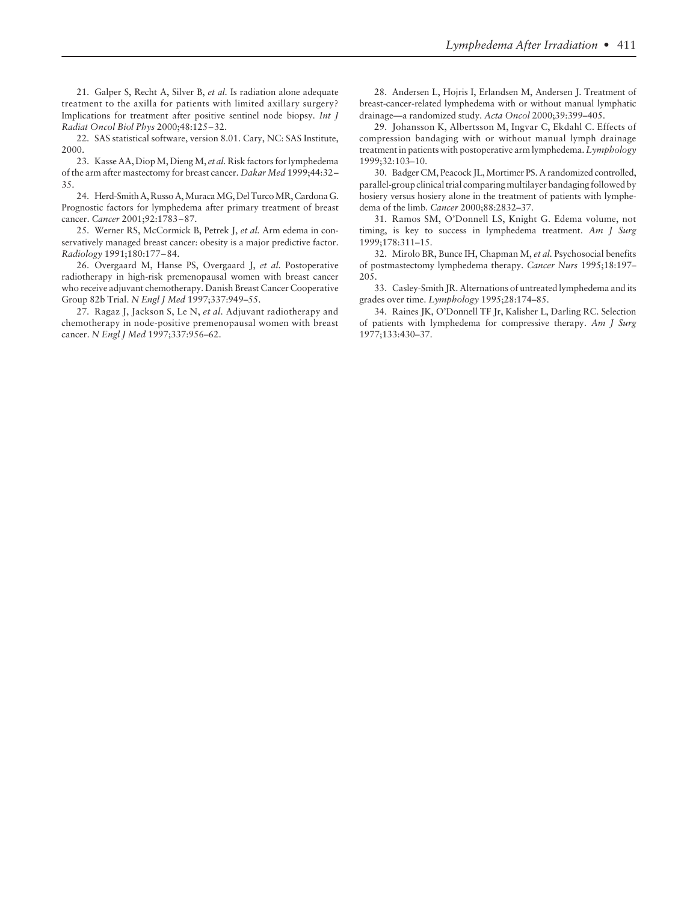21. Galper S, Recht A, Silver B, *et al.* Is radiation alone adequate treatment to the axilla for patients with limited axillary surgery? Implications for treatment after positive sentinel node biopsy. *Int J Radiat Oncol Biol Phys* 2000;48:125–32.

22. SAS statistical software, version 8.01. Cary, NC: SAS Institute, 2000.

23. Kasse AA, Diop M, Dieng M, *et al.* Risk factors for lymphedema of the arm after mastectomy for breast cancer. *Dakar Med* 1999;44:32–35.

24. Herd-Smith A, Russo A, Muraca MG, Del Turco MR, Cardona G. Prognostic factors for lymphedema after primary treatment of breast cancer. *Cancer* 2001;92:1783–87.

25. Werner RS, McCormick B, Petrek J, *et al.* Arm edema in conservatively managed breast cancer: obesity is a major predictive factor. *Radiology* 1991;180:177–84.

26. Overgaard M, Hanse PS, Overgaard J, *et al.* Postoperative radiotherapy in high-risk premenopausal women with breast cancer who receive adjuvant chemotherapy. Danish Breast Cancer Cooperative Group 82b Trial. *N Engl J Med* 1997;337:949–55.

27. Ragaz J, Jackson S, Le N, *et al.* Adjuvant radiotherapy and chemotherapy in node-positive premenopausal women with breast cancer. *N Engl J Med* 1997;337:956–62.

28. Andersen L, Hojris I, Erlandsen M, Andersen J. Treatment of breast-cancer-related lymphedema with or without manual lymphatic drainage—a randomized study. *Acta Oncol* 2000;39:399–405.

29. Johansson K, Albertsson M, Ingvar C, Ekdahl C. Effects of compression bandaging with or without manual lymph drainage treatment in patients with postoperative arm lymphedema. *Lymphology* 1999;32:103–10.

30. Badger CM, Peacock JL, Mortimer PS. A randomized controlled, parallel-group clinical trial comparing multilayer bandaging followed by hosiery versus hosiery alone in the treatment of patients with lymphedema of the limb. *Cancer* 2000;88:2832–37.

31. Ramos SM, O'Donnell LS, Knight G. Edema volume, not timing, is key to success in lymphedema treatment. *Am J Surg* 1999;178:311–15.

32. Mirolo BR, Bunce IH, Chapman M, *et al.* Psychosocial benefits of postmastectomy lymphedema therapy. *Cancer Nurs* 1995;18:197–205.

33. Casley-Smith JR. Alternations of untreated lymphedema and its grades over time. *Lymphology* 1995;28:174–85.

34. Raines JK, O'Donnell TF Jr, Kalisher L, Darling RC. Selection of patients with lymphedema for compressive therapy. *Am J Surg* 1977;133:430–37.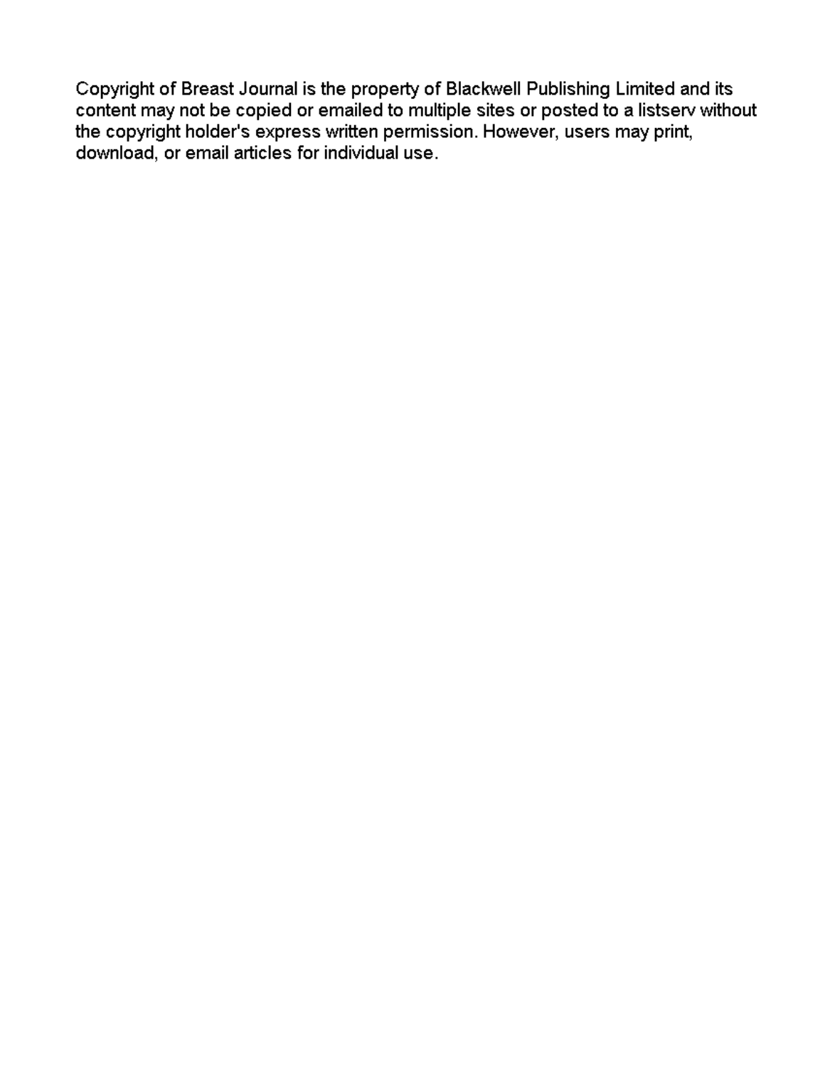Copyright of Breast Journal is the property of Blackwell Publishing Limited and its content may not be copied or emailed to multiple sites or posted to a listserv without the copyright holder's express written permission. However, users may print, download, or email articles for individual use.